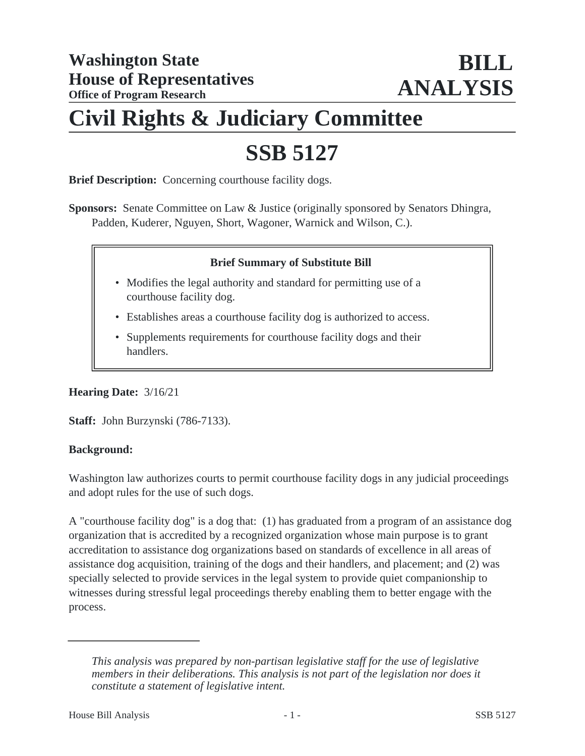**Washington State House of Representatives**
**Office of Program Research**

# BILL ANALYSIS

# Civil Rights & Judiciary Committee

# SSB 5127

**Brief Description:** Concerning courthouse facility dogs.

**Sponsors:** Senate Committee on Law & Justice (originally sponsored by Senators Dhingra, Padden, Kuderer, Nguyen, Short, Wagoner, Warnick and Wilson, C.).

**Brief Summary of Substitute Bill**

- Modifies the legal authority and standard for permitting use of a courthouse facility dog.
- Establishes areas a courthouse facility dog is authorized to access.
- Supplements requirements for courthouse facility dogs and their handlers.

**Hearing Date:** 3/16/21

**Staff:** John Burzynski (786-7133).

**Background:**

Washington law authorizes courts to permit courthouse facility dogs in any judicial proceedings and adopt rules for the use of such dogs.

A "courthouse facility dog" is a dog that: (1) has graduated from a program of an assistance dog organization that is accredited by a recognized organization whose main purpose is to grant accreditation to assistance dog organizations based on standards of excellence in all areas of assistance dog acquisition, training of the dogs and their handlers, and placement; and (2) was specially selected to provide services in the legal system to provide quiet companionship to witnesses during stressful legal proceedings thereby enabling them to better engage with the process.

---

*This analysis was prepared by non-partisan legislative staff for the use of legislative members in their deliberations. This analysis is not part of the legislation nor does it constitute a statement of legislative intent.*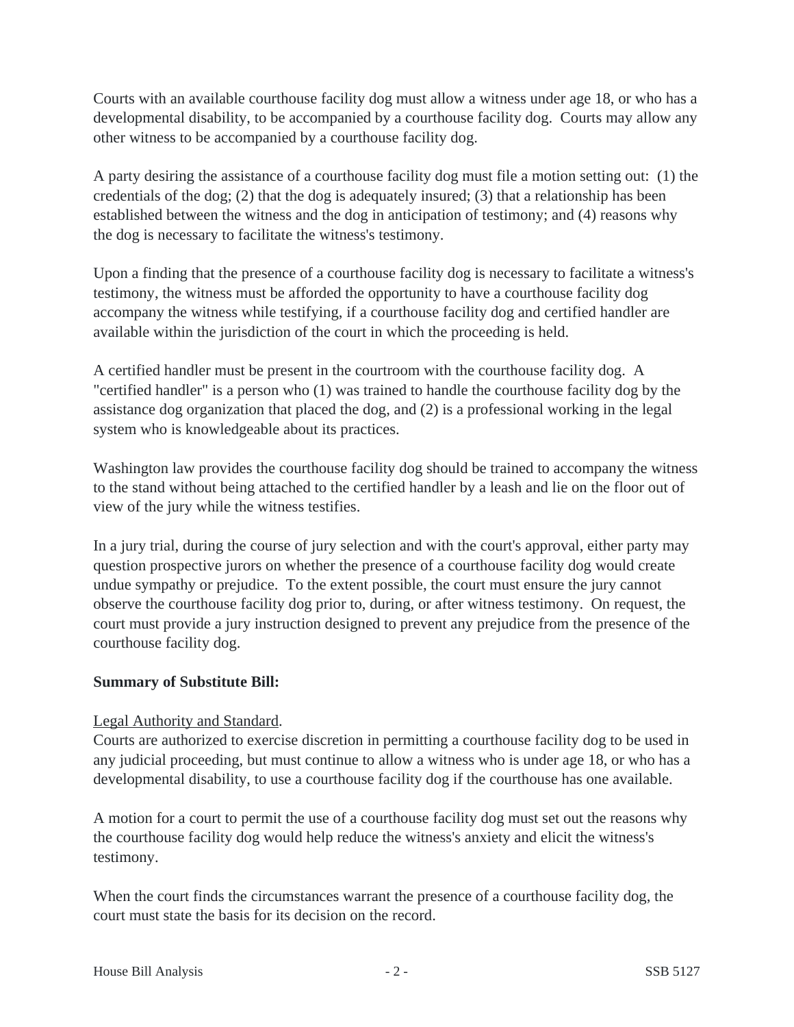Courts with an available courthouse facility dog must allow a witness under age 18, or who has a developmental disability, to be accompanied by a courthouse facility dog. Courts may allow any other witness to be accompanied by a courthouse facility dog.

A party desiring the assistance of a courthouse facility dog must file a motion setting out: (1) the credentials of the dog; (2) that the dog is adequately insured; (3) that a relationship has been established between the witness and the dog in anticipation of testimony; and (4) reasons why the dog is necessary to facilitate the witness's testimony.

Upon a finding that the presence of a courthouse facility dog is necessary to facilitate a witness's testimony, the witness must be afforded the opportunity to have a courthouse facility dog accompany the witness while testifying, if a courthouse facility dog and certified handler are available within the jurisdiction of the court in which the proceeding is held.

A certified handler must be present in the courtroom with the courthouse facility dog. A "certified handler" is a person who (1) was trained to handle the courthouse facility dog by the assistance dog organization that placed the dog, and (2) is a professional working in the legal system who is knowledgeable about its practices.

Washington law provides the courthouse facility dog should be trained to accompany the witness to the stand without being attached to the certified handler by a leash and lie on the floor out of view of the jury while the witness testifies.

In a jury trial, during the course of jury selection and with the court's approval, either party may question prospective jurors on whether the presence of a courthouse facility dog would create undue sympathy or prejudice. To the extent possible, the court must ensure the jury cannot observe the courthouse facility dog prior to, during, or after witness testimony. On request, the court must provide a jury instruction designed to prevent any prejudice from the presence of the courthouse facility dog.

**Summary of Substitute Bill:**

Legal Authority and Standard.
Courts are authorized to exercise discretion in permitting a courthouse facility dog to be used in any judicial proceeding, but must continue to allow a witness who is under age 18, or who has a developmental disability, to use a courthouse facility dog if the courthouse has one available.

A motion for a court to permit the use of a courthouse facility dog must set out the reasons why the courthouse facility dog would help reduce the witness's anxiety and elicit the witness's testimony.

When the court finds the circumstances warrant the presence of a courthouse facility dog, the court must state the basis for its decision on the record.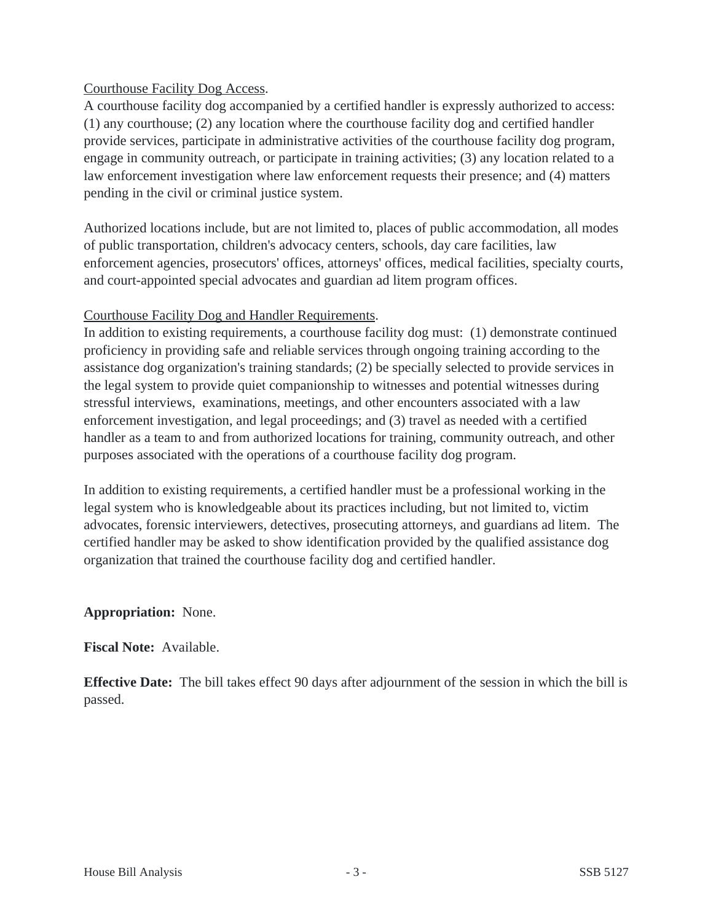Courthouse Facility Dog Access.

A courthouse facility dog accompanied by a certified handler is expressly authorized to access: (1) any courthouse; (2) any location where the courthouse facility dog and certified handler provide services, participate in administrative activities of the courthouse facility dog program, engage in community outreach, or participate in training activities; (3) any location related to a law enforcement investigation where law enforcement requests their presence; and (4) matters pending in the civil or criminal justice system.

Authorized locations include, but are not limited to, places of public accommodation, all modes of public transportation, children's advocacy centers, schools, day care facilities, law enforcement agencies, prosecutors' offices, attorneys' offices, medical facilities, specialty courts, and court-appointed special advocates and guardian ad litem program offices.

Courthouse Facility Dog and Handler Requirements.

In addition to existing requirements, a courthouse facility dog must: (1) demonstrate continued proficiency in providing safe and reliable services through ongoing training according to the assistance dog organization's training standards; (2) be specially selected to provide services in the legal system to provide quiet companionship to witnesses and potential witnesses during stressful interviews, examinations, meetings, and other encounters associated with a law enforcement investigation, and legal proceedings; and (3) travel as needed with a certified handler as a team to and from authorized locations for training, community outreach, and other purposes associated with the operations of a courthouse facility dog program.

In addition to existing requirements, a certified handler must be a professional working in the legal system who is knowledgeable about its practices including, but not limited to, victim advocates, forensic interviewers, detectives, prosecuting attorneys, and guardians ad litem. The certified handler may be asked to show identification provided by the qualified assistance dog organization that trained the courthouse facility dog and certified handler.

**Appropriation:** None.

**Fiscal Note:** Available.

**Effective Date:** The bill takes effect 90 days after adjournment of the session in which the bill is passed.